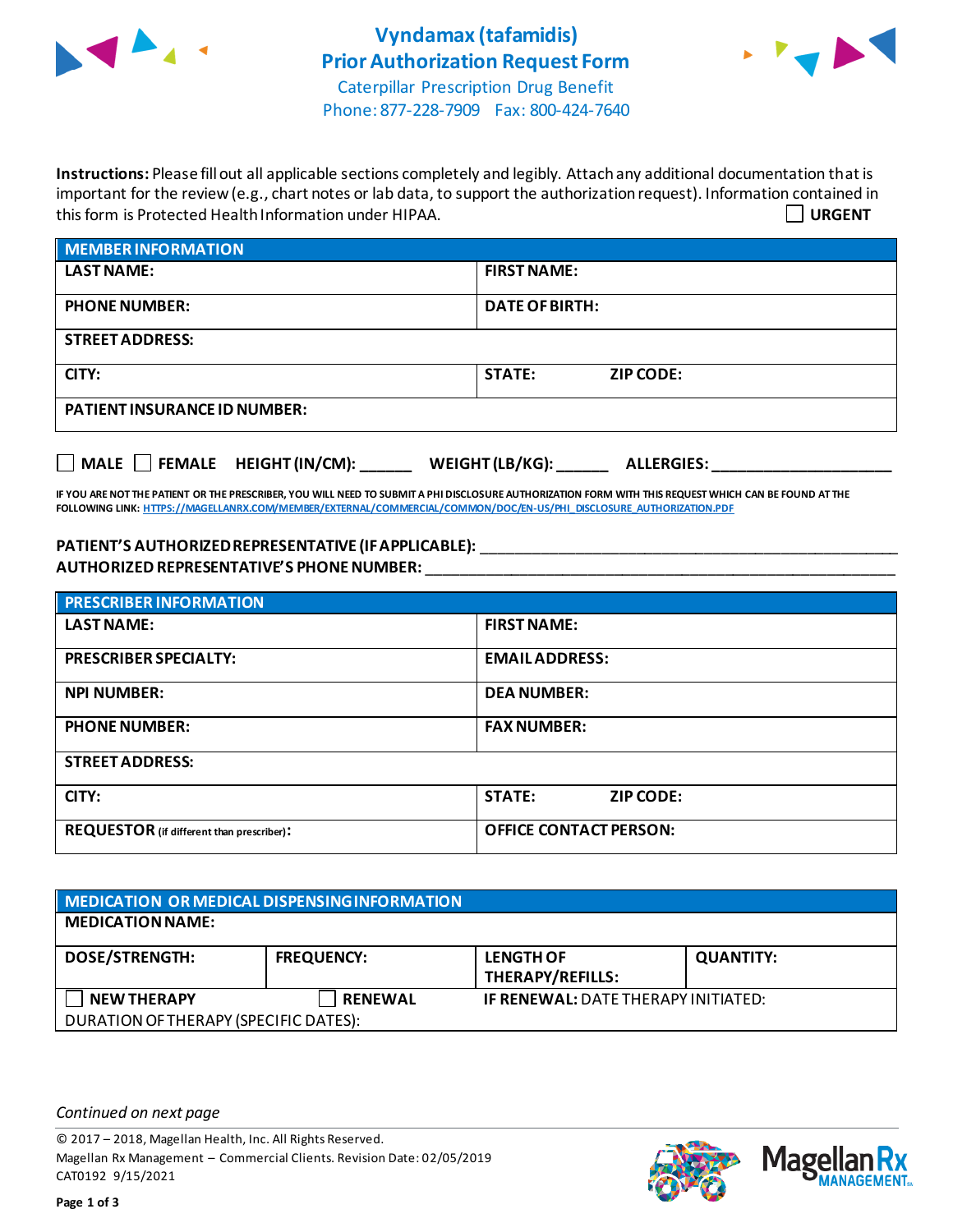# Vyndamax (tafamidis)
# Prior Authorization Request Form

Caterpillar Prescription Drug Benefit
Phone: 877-228-7909 Fax: 800-424-7640

**Instructions:** Please fill out all applicable sections completely and legibly. Attach any additional documentation that is important for the review (e.g., chart notes or lab data, to support the authorization request). Information contained in this form is Protected Health Information under HIPAA.

☐ **URGENT**

| **MEMBER INFORMATION** | |
|---|---|
| **LAST NAME:** | **FIRST NAME:** |
| **PHONE NUMBER:** | **DATE OF BIRTH:** |
| **STREET ADDRESS:** | |
| **CITY:** | **STATE:** **ZIP CODE:** |
| **PATIENT INSURANCE ID NUMBER:** | |

☐ **MALE** ☐ **FEMALE** **HEIGHT (IN/CM):** ______ **WEIGHT (LB/KG):** ______ **ALLERGIES:** ____________________

**IF YOU ARE NOT THE PATIENT OR THE PRESCRIBER, YOU WILL NEED TO SUBMIT A PHI DISCLOSURE AUTHORIZATION FORM WITH THIS REQUEST WHICH CAN BE FOUND AT THE FOLLOWING LINK:** HTTPS://MAGELLANRX.COM/MEMBER/EXTERNAL/COMMERCIAL/COMMON/DOC/EN-US/PHI_DISCLOSURE_AUTHORIZATION.PDF

**PATIENT'S AUTHORIZED REPRESENTATIVE (IF APPLICABLE):** ____________________________________________

**AUTHORIZED REPRESENTATIVE'S PHONE NUMBER:** ____________________________________________

| **PRESCRIBER INFORMATION** | |
|---|---|
| **LAST NAME:** | **FIRST NAME:** |
| **PRESCRIBER SPECIALTY:** | **EMAIL ADDRESS:** |
| **NPI NUMBER:** | **DEA NUMBER:** |
| **PHONE NUMBER:** | **FAX NUMBER:** |
| **STREET ADDRESS:** | |
| **CITY:** | **STATE:** **ZIP CODE:** |
| **REQUESTOR** (if different than prescriber)**:** | **OFFICE CONTACT PERSON:** |

| **MEDICATION OR MEDICAL DISPENSING INFORMATION** | | | |
|---|---|---|---|
| **MEDICATION NAME:** | | | |
| **DOSE/STRENGTH:** | **FREQUENCY:** | **LENGTH OF THERAPY/REFILLS:** | **QUANTITY:** |
| ☐ **NEW THERAPY** | ☐ **RENEWAL** | **IF RENEWAL:** DATE THERAPY INITIATED: | |
| DURATION OF THERAPY (SPECIFIC DATES): | | | |

*Continued on next page*

© 2017 – 2018, Magellan Health, Inc. All Rights Reserved.
Magellan Rx Management – Commercial Clients. Revision Date: 02/05/2019
CAT0192 9/15/2021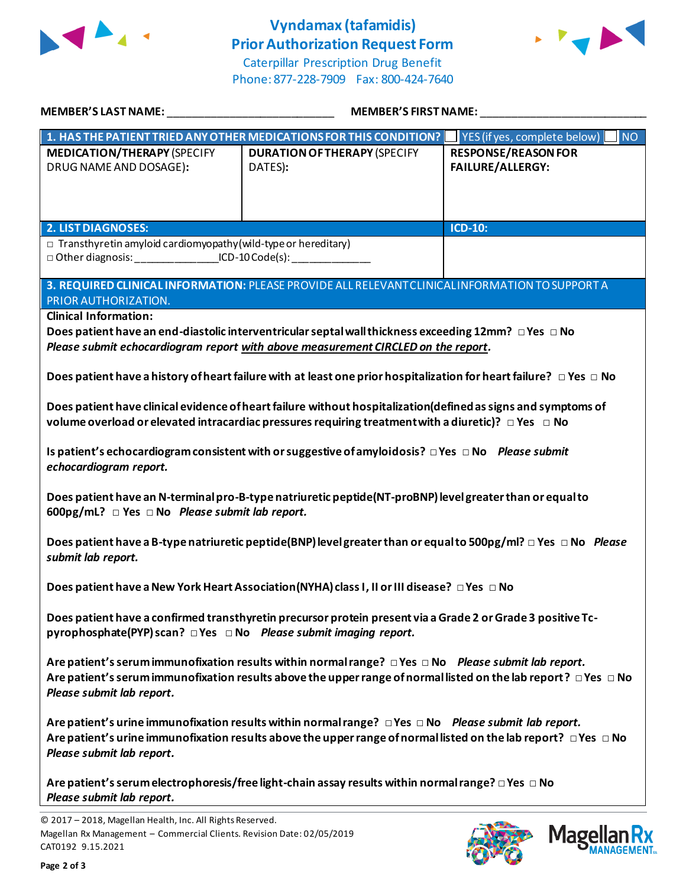# Vyndamax (tafamidis)
## Prior Authorization Request Form

Caterpillar Prescription Drug Benefit
Phone: 877-228-7909 Fax: 800-424-7640

**MEMBER'S LAST NAME:** ___________________________ **MEMBER'S FIRST NAME:** ___________________________

| **1. HAS THE PATIENT TRIED ANY OTHER MEDICATIONS FOR THIS CONDITION?** | | ☐ YES (if yes, complete below) ☐ NO |
|---|---|---|
| **MEDICATION/THERAPY** (SPECIFY DRUG NAME AND DOSAGE): | **DURATION OF THERAPY** (SPECIFY DATES): | **RESPONSE/REASON FOR FAILURE/ALLERGY:** |
| | | |

| **2. LIST DIAGNOSES:** | **ICD-10:** |
|---|---|
| □ Transthyretin amyloid cardiomyopathy (wild-type or hereditary)<br>□ Other diagnosis: ______________ ICD-10 Code(s): _____________ | |

**3. REQUIRED CLINICAL INFORMATION:** PLEASE PROVIDE ALL RELEVANT CLINICAL INFORMATION TO SUPPORT A PRIOR AUTHORIZATION.

**Clinical Information:**

**Does patient have an end-diastolic interventricular septal wall thickness exceeding 12mm?** □ Yes □ No
***Please submit echocardiogram report*** ***with above measurement CIRCLED on the report.***

**Does patient have a history of heart failure with at least one prior hospitalization for heart failure?** □ Yes □ No

**Does patient have clinical evidence of heart failure without hospitalization (defined as signs and symptoms of volume overload or elevated intracardiac pressures requiring treatment with a diuretic)?** □ Yes □ No

**Is patient's echocardiogram consistent with or suggestive of amyloidosis?** □ Yes □ No ***Please submit echocardiogram report.***

**Does patient have an N-terminal pro-B-type natriuretic peptide (NT-proBNP) level greater than or equal to 600pg/mL?** □ Yes □ No ***Please submit lab report.***

**Does patient have a B-type natriuretic peptide (BNP) level greater than or equal to 500pg/ml?** □ Yes □ No ***Please submit lab report.***

**Does patient have a New York Heart Association (NYHA) class I, II or III disease?** □ Yes □ No

**Does patient have a confirmed transthyretin precursor protein present via a Grade 2 or Grade 3 positive Tc-pyrophosphate (PYP) scan?** □ Yes □ No ***Please submit imaging report.***

**Are patient's serum immunofixation results within normal range?** □ Yes □ No ***Please submit lab report.***
**Are patient's serum immunofixation results above the upper range of normal listed on the lab report?** □ Yes □ No ***Please submit lab report.***

**Are patient's urine immunofixation results within normal range?** □ Yes □ No ***Please submit lab report.***
**Are patient's urine immunofixation results above the upper range of normal listed on the lab report?** □ Yes □ No ***Please submit lab report.***

**Are patient's serum electrophoresis/free light-chain assay results within normal range?** □ Yes □ No
***Please submit lab report.***

© 2017 – 2018, Magellan Health, Inc. All Rights Reserved.
Magellan Rx Management – Commercial Clients. Revision Date: 02/05/2019
CAT0192 9.15.2021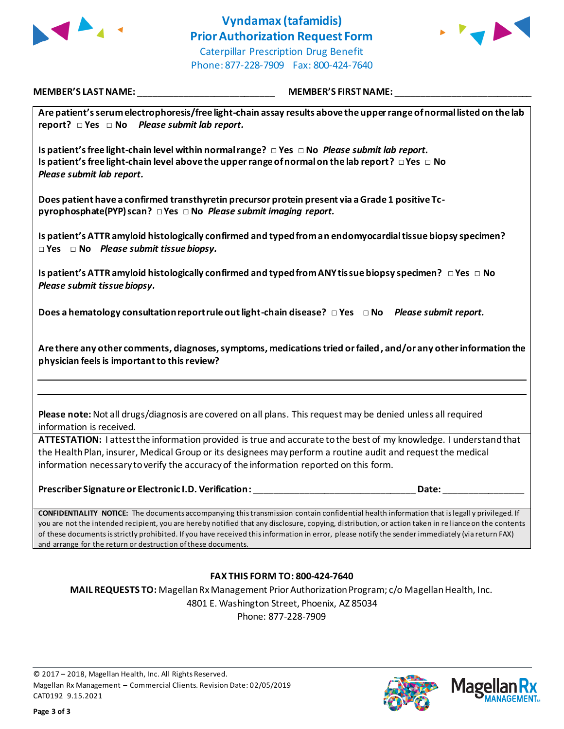# Vyndamax (tafamidis) Prior Authorization Request Form

Caterpillar Prescription Drug Benefit
Phone: 877-228-7909 Fax: 800-424-7640

**MEMBER'S LAST NAME:** ___________________________ **MEMBER'S FIRST NAME:** ___________________________

**Are patient's serum electrophoresis/free light-chain assay results above the upper range of normal listed on the lab report?** □ Yes □ No ***Please submit lab report.***

**Is patient's free light-chain level within normal range?** □ Yes □ No ***Please submit lab report.***
**Is patient's free light-chain level above the upper range of normal on the lab report?** □ Yes □ No ***Please submit lab report.***

**Does patient have a confirmed transthyretin precursor protein present via a Grade 1 positive Tc-pyrophosphate(PYP) scan?** □ Yes □ No ***Please submit imaging report.***

**Is patient's ATTR amyloid histologically confirmed and typed from an endomyocardial tissue biopsy specimen?** □ Yes □ No ***Please submit tissue biopsy.***

**Is patient's ATTR amyloid histologically confirmed and typed from ANY tissue biopsy specimen?** □ Yes □ No ***Please submit tissue biopsy.***

**Does a hematology consultation report rule out light-chain disease?** □ Yes □ No ***Please submit report.***

**Are there any other comments, diagnoses, symptoms, medications tried or failed, and/or any other information the physician feels is important to this review?**

___________________________________________________________________________

___________________________________________________________________________

**Please note:** Not all drugs/diagnosis are covered on all plans. This request may be denied unless all required information is received.

**ATTESTATION:** I attest the information provided is true and accurate to the best of my knowledge. I understand that the Health Plan, insurer, Medical Group or its designees may perform a routine audit and request the medical information necessary to verify the accuracy of the information reported on this form.

**Prescriber Signature or Electronic I.D. Verification:** ________________________________ **Date:** ________________

**CONFIDENTIALITY NOTICE:** The documents accompanying this transmission contain confidential health information that is legally privileged. If you are not the intended recipient, you are hereby notified that any disclosure, copying, distribution, or action taken in reliance on the contents of these documents is strictly prohibited. If you have received this information in error, please notify the sender immediately (via return FAX) and arrange for the return or destruction of these documents.

**FAX THIS FORM TO: 800-424-7640**

**MAIL REQUESTS TO:** Magellan Rx Management Prior Authorization Program; c/o Magellan Health, Inc.
4801 E. Washington Street, Phoenix, AZ 85034
Phone: 877-228-7909

© 2017 – 2018, Magellan Health, Inc. All Rights Reserved.
Magellan Rx Management – Commercial Clients. Revision Date: 02/05/2019
CAT0192 9.15.2021